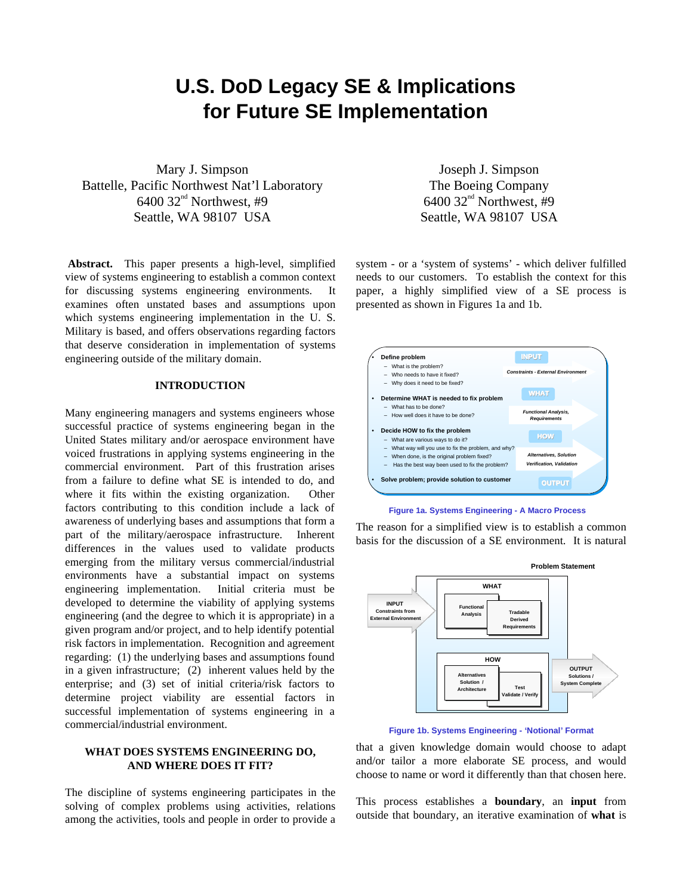# U.S. DoD Legacy SE & Implications for Future SE Implementation

Mary J. Simpson
Battelle, Pacific Northwest Nat'l Laboratory
6400 32nd Northwest, #9
Seattle, WA 98107 USA

Joseph J. Simpson
The Boeing Company
6400 32nd Northwest, #9
Seattle, WA 98107 USA

**Abstract.** This paper presents a high-level, simplified view of systems engineering to establish a common context for discussing systems engineering environments. It examines often unstated bases and assumptions upon which systems engineering implementation in the U. S. Military is based, and offers observations regarding factors that deserve consideration in implementation of systems engineering outside of the military domain.

## INTRODUCTION

Many engineering managers and systems engineers whose successful practice of systems engineering began in the United States military and/or aerospace environment have voiced frustrations in applying systems engineering in the commercial environment. Part of this frustration arises from a failure to define what SE is intended to do, and where it fits within the existing organization. Other factors contributing to this condition include a lack of awareness of underlying bases and assumptions that form a part of the military/aerospace infrastructure. Inherent differences in the values used to validate products emerging from the military versus commercial/industrial environments have a substantial impact on systems engineering implementation. Initial criteria must be developed to determine the viability of applying systems engineering (and the degree to which it is appropriate) in a given program and/or project, and to help identify potential risk factors in implementation. Recognition and agreement regarding: (1) the underlying bases and assumptions found in a given infrastructure; (2) inherent values held by the enterprise; and (3) set of initial criteria/risk factors to determine project viability are essential factors in successful implementation of systems engineering in a commercial/industrial environment.

## WHAT DOES SYSTEMS ENGINEERING DO, AND WHERE DOES IT FIT?

The discipline of systems engineering participates in the solving of complex problems using activities, relations among the activities, tools and people in order to provide a system - or a 'system of systems' - which deliver fulfilled needs to our customers. To establish the context for this paper, a highly simplified view of a SE process is presented as shown in Figures 1a and 1b.

- **Define problem** — INPUT: *Constraints - External Environment*
  - What is the problem?
  - Who needs to have it fixed?
  - Why does it need to be fixed?
- **Determine WHAT is needed to fix problem** — WHAT: *Functional Analysis, Requirements*
  - What has to be done?
  - How well does it have to be done?
- **Decide HOW to fix the problem** — HOW: *Alternatives, Solution; Verification, Validation*
  - What are various ways to do it?
  - What way will you use to fix the problem, and why?
  - When done, is the original problem fixed?
  - Has the best way been used to fix the problem?
- **Solve problem; provide solution to customer** — OUTPUT

Figure 1a. Systems Engineering - A Macro Process

The reason for a simplified view is to establish a common basis for the discussion of a SE environment. It is natural

Problem Statement
- INPUT: Constraints from External Environment
- WHAT: Functional Analysis; Tradable Derived Requirements
- HOW: Alternatives Solution / Architecture; Test Validate / Verify
- OUTPUT: Solutions / System Complete

Figure 1b. Systems Engineering - 'Notional' Format

that a given knowledge domain would choose to adapt and/or tailor a more elaborate SE process, and would choose to name or word it differently than that chosen here.

This process establishes a **boundary**, an **input** from outside that boundary, an iterative examination of **what** is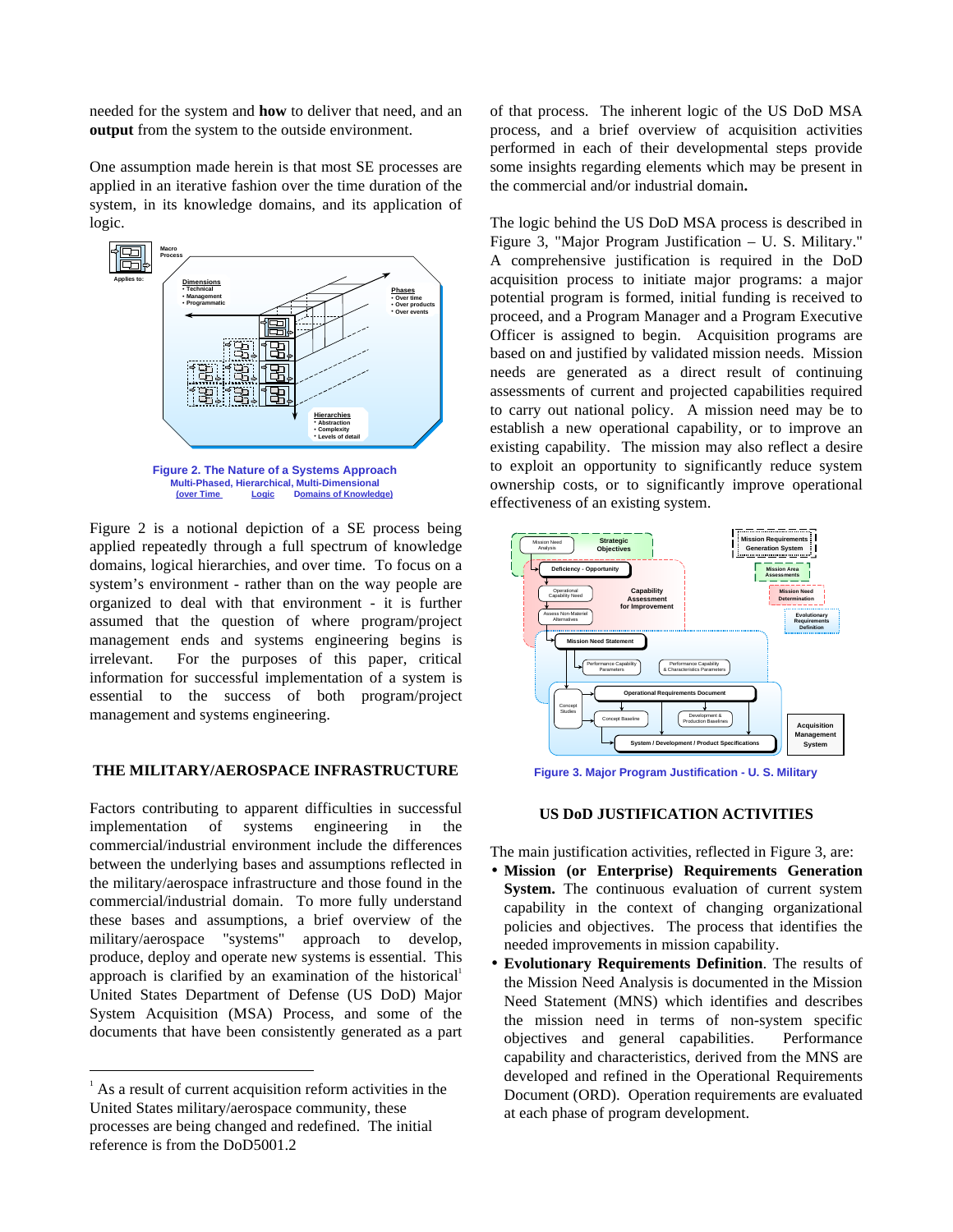needed for the system and **how** to deliver that need, and an **output** from the system to the outside environment.

One assumption made herein is that most SE processes are applied in an iterative fashion over the time duration of the system, in its knowledge domains, and its application of logic.

**Figure 2. The Nature of a Systems Approach**
**Multi-Phased, Hierarchical, Multi-Dimensional**
**(over Time) Logic Domains of Knowledge)**

Figure 2 is a notional depiction of a SE process being applied repeatedly through a full spectrum of knowledge domains, logical hierarchies, and over time. To focus on a system's environment - rather than on the way people are organized to deal with that environment - it is further assumed that the question of where program/project management ends and systems engineering begins is irrelevant. For the purposes of this paper, critical information for successful implementation of a system is essential to the success of both program/project management and systems engineering.

## THE MILITARY/AEROSPACE INFRASTRUCTURE

Factors contributing to apparent difficulties in successful implementation of systems engineering in the commercial/industrial environment include the differences between the underlying bases and assumptions reflected in the military/aerospace infrastructure and those found in the commercial/industrial domain. To more fully understand these bases and assumptions, a brief overview of the military/aerospace "systems" approach to develop, produce, deploy and operate new systems is essential. This approach is clarified by an examination of the historical[1] United States Department of Defense (US DoD) Major System Acquisition (MSA) Process, and some of the documents that have been consistently generated as a part of that process. The inherent logic of the US DoD MSA process, and a brief overview of acquisition activities performed in each of their developmental steps provide some insights regarding elements which may be present in the commercial and/or industrial domain**.**

The logic behind the US DoD MSA process is described in Figure 3, "Major Program Justification – U. S. Military." A comprehensive justification is required in the DoD acquisition process to initiate major programs: a major potential program is formed, initial funding is received to proceed, and a Program Manager and a Program Executive Officer is assigned to begin. Acquisition programs are based on and justified by validated mission needs. Mission needs are generated as a direct result of continuing assessments of current and projected capabilities required to carry out national policy. A mission need may be to establish a new operational capability, or to improve an existing capability. The mission may also reflect a desire to exploit an opportunity to significantly reduce system ownership costs, or to significantly improve operational effectiveness of an existing system.

**Figure 3. Major Program Justification - U. S. Military**

## US DoD JUSTIFICATION ACTIVITIES

The main justification activities, reflected in Figure 3, are:

- **Mission (or Enterprise) Requirements Generation System.** The continuous evaluation of current system capability in the context of changing organizational policies and objectives. The process that identifies the needed improvements in mission capability.
- **Evolutionary Requirements Definition**. The results of the Mission Need Analysis is documented in the Mission Need Statement (MNS) which identifies and describes the mission need in terms of non-system specific objectives and general capabilities. Performance capability and characteristics, derived from the MNS are developed and refined in the Operational Requirements Document (ORD). Operation requirements are evaluated at each phase of program development.

[1] As a result of current acquisition reform activities in the United States military/aerospace community, these processes are being changed and redefined. The initial reference is from the DoD5001.2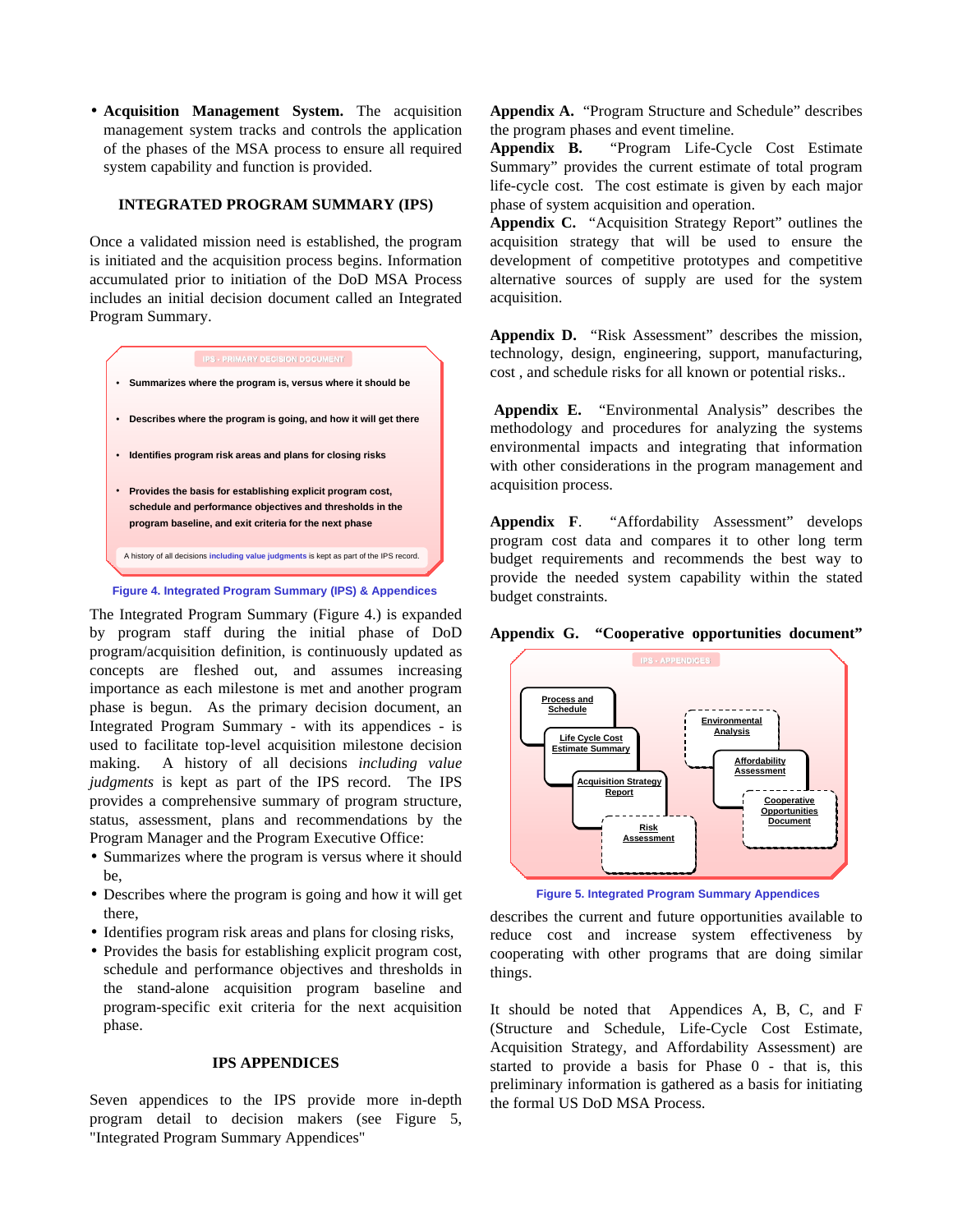- **Acquisition Management System.** The acquisition management system tracks and controls the application of the phases of the MSA process to ensure all required system capability and function is provided.

## INTEGRATED PROGRAM SUMMARY (IPS)

Once a validated mission need is established, the program is initiated and the acquisition process begins. Information accumulated prior to initiation of the DoD MSA Process includes an initial decision document called an Integrated Program Summary.

IPS - PRIMARY DECISION DOCUMENT

- Summarizes where the program is, versus where it should be
- Describes where the program is going, and how it will get there
- Identifies program risk areas and plans for closing risks
- Provides the basis for establishing explicit program cost, schedule and performance objectives and thresholds in the program baseline, and exit criteria for the next phase

A history of all decisions including value judgments is kept as part of the IPS record.

Figure 4. Integrated Program Summary (IPS) & Appendices

The Integrated Program Summary (Figure 4.) is expanded by program staff during the initial phase of DoD program/acquisition definition, is continuously updated as concepts are fleshed out, and assumes increasing importance as each milestone is met and another program phase is begun. As the primary decision document, an Integrated Program Summary - with its appendices - is used to facilitate top-level acquisition milestone decision making. A history of all decisions *including value judgments* is kept as part of the IPS record. The IPS provides a comprehensive summary of program structure, status, assessment, plans and recommendations by the Program Manager and the Program Executive Office:

- Summarizes where the program is versus where it should be,
- Describes where the program is going and how it will get there,
- Identifies program risk areas and plans for closing risks,
- Provides the basis for establishing explicit program cost, schedule and performance objectives and thresholds in the stand-alone acquisition program baseline and program-specific exit criteria for the next acquisition phase.

## IPS APPENDICES

Seven appendices to the IPS provide more in-depth program detail to decision makers (see Figure 5, "Integrated Program Summary Appendices"

**Appendix A.** "Program Structure and Schedule" describes the program phases and event timeline.

**Appendix B.** "Program Life-Cycle Cost Estimate Summary" provides the current estimate of total program life-cycle cost. The cost estimate is given by each major phase of system acquisition and operation.

**Appendix C.** "Acquisition Strategy Report" outlines the acquisition strategy that will be used to ensure the development of competitive prototypes and competitive alternative sources of supply are used for the system acquisition.

**Appendix D.** "Risk Assessment" describes the mission, technology, design, engineering, support, manufacturing, cost , and schedule risks for all known or potential risks..

**Appendix E.** "Environmental Analysis" describes the methodology and procedures for analyzing the systems environmental impacts and integrating that information with other considerations in the program management and acquisition process.

**Appendix F**. "Affordability Assessment" develops program cost data and compares it to other long term budget requirements and recommends the best way to provide the needed system capability within the stated budget constraints.

**Appendix G. "Cooperative opportunities document"**

IPS - APPENDICES

Process and Schedule; Life Cycle Cost Estimate Summary; Acquisition Strategy Report; Risk Assessment; Environmental Analysis; Affordability Assessment; Cooperative Opportunities Document

Figure 5. Integrated Program Summary Appendices

describes the current and future opportunities available to reduce cost and increase system effectiveness by cooperating with other programs that are doing similar things.

It should be noted that Appendices A, B, C, and F (Structure and Schedule, Life-Cycle Cost Estimate, Acquisition Strategy, and Affordability Assessment) are started to provide a basis for Phase 0 - that is, this preliminary information is gathered as a basis for initiating the formal US DoD MSA Process.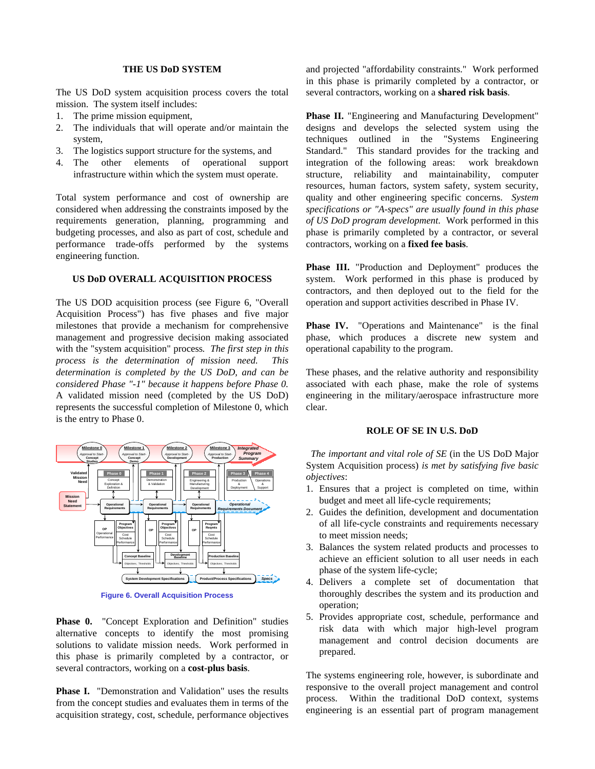## THE US DoD SYSTEM

The US DoD system acquisition process covers the total mission. The system itself includes:

1. The prime mission equipment,
2. The individuals that will operate and/or maintain the system,
3. The logistics support structure for the systems, and
4. The other elements of operational support infrastructure within which the system must operate.

Total system performance and cost of ownership are considered when addressing the constraints imposed by the requirements generation, planning, programming and budgeting processes, and also as part of cost, schedule and performance trade-offs performed by the systems engineering function.

## US DoD OVERALL ACQUISITION PROCESS

The US DOD acquisition process (see Figure 6, "Overall Acquisition Process") has five phases and five major milestones that provide a mechanism for comprehensive management and progressive decision making associated with the "system acquisition" process. *The first step in this process is the determination of mission need. This determination is completed by the US DoD, and can be considered Phase "-1" because it happens before Phase 0.* A validated mission need (completed by the US DoD) represents the successful completion of Milestone 0, which is the entry to Phase 0.

Figure 6. Overall Acquisition Process

**Phase 0.** "Concept Exploration and Definition" studies alternative concepts to identify the most promising solutions to validate mission needs. Work performed in this phase is primarily completed by a contractor, or several contractors, working on a **cost-plus basis**.

**Phase I.** "Demonstration and Validation" uses the results from the concept studies and evaluates them in terms of the acquisition strategy, cost, schedule, performance objectives and projected "affordability constraints." Work performed in this phase is primarily completed by a contractor, or several contractors, working on a **shared risk basis**.

**Phase II.** "Engineering and Manufacturing Development" designs and develops the selected system using the techniques outlined in the "Systems Engineering Standard." This standard provides for the tracking and integration of the following areas: work breakdown structure, reliability and maintainability, computer resources, human factors, system safety, system security, quality and other engineering specific concerns. *System specifications or "A-specs" are usually found in this phase of US DoD program development.* Work performed in this phase is primarily completed by a contractor, or several contractors, working on a **fixed fee basis**.

**Phase III.** "Production and Deployment" produces the system. Work performed in this phase is produced by contractors, and then deployed out to the field for the operation and support activities described in Phase IV.

**Phase IV.** "Operations and Maintenance" is the final phase, which produces a discrete new system and operational capability to the program.

These phases, and the relative authority and responsibility associated with each phase, make the role of systems engineering in the military/aerospace infrastructure more clear.

## ROLE OF SE IN U.S. DoD

*The important and vital role of SE* (in the US DoD Major System Acquisition process) *is met by satisfying five basic objectives*:

1. Ensures that a project is completed on time, within budget and meet all life-cycle requirements;
2. Guides the definition, development and documentation of all life-cycle constraints and requirements necessary to meet mission needs;
3. Balances the system related products and processes to achieve an efficient solution to all user needs in each phase of the system life-cycle;
4. Delivers a complete set of documentation that thoroughly describes the system and its production and operation;
5. Provides appropriate cost, schedule, performance and risk data with which major high-level program management and control decision documents are prepared.

The systems engineering role, however, is subordinate and responsive to the overall project management and control process. Within the traditional DoD context, systems engineering is an essential part of program management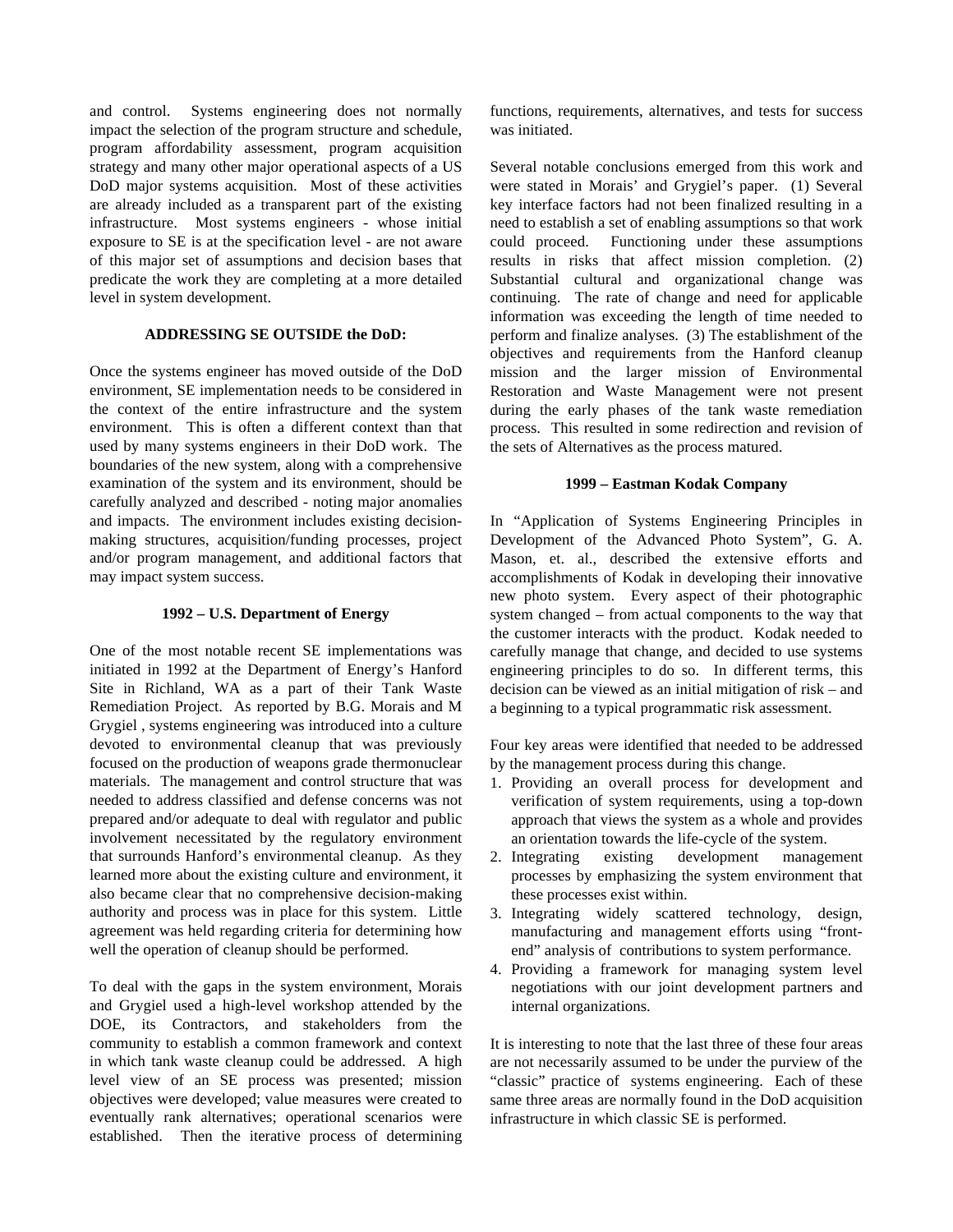and control. Systems engineering does not normally impact the selection of the program structure and schedule, program affordability assessment, program acquisition strategy and many other major operational aspects of a US DoD major systems acquisition. Most of these activities are already included as a transparent part of the existing infrastructure. Most systems engineers - whose initial exposure to SE is at the specification level - are not aware of this major set of assumptions and decision bases that predicate the work they are completing at a more detailed level in system development.

### ADDRESSING SE OUTSIDE the DoD:

Once the systems engineer has moved outside of the DoD environment, SE implementation needs to be considered in the context of the entire infrastructure and the system environment. This is often a different context than that used by many systems engineers in their DoD work. The boundaries of the new system, along with a comprehensive examination of the system and its environment, should be carefully analyzed and described - noting major anomalies and impacts. The environment includes existing decision-making structures, acquisition/funding processes, project and/or program management, and additional factors that may impact system success.

### 1992 – U.S. Department of Energy

One of the most notable recent SE implementations was initiated in 1992 at the Department of Energy's Hanford Site in Richland, WA as a part of their Tank Waste Remediation Project. As reported by B.G. Morais and M Grygiel , systems engineering was introduced into a culture devoted to environmental cleanup that was previously focused on the production of weapons grade thermonuclear materials. The management and control structure that was needed to address classified and defense concerns was not prepared and/or adequate to deal with regulator and public involvement necessitated by the regulatory environment that surrounds Hanford's environmental cleanup. As they learned more about the existing culture and environment, it also became clear that no comprehensive decision-making authority and process was in place for this system. Little agreement was held regarding criteria for determining how well the operation of cleanup should be performed.

To deal with the gaps in the system environment, Morais and Grygiel used a high-level workshop attended by the DOE, its Contractors, and stakeholders from the community to establish a common framework and context in which tank waste cleanup could be addressed. A high level view of an SE process was presented; mission objectives were developed; value measures were created to eventually rank alternatives; operational scenarios were established. Then the iterative process of determining functions, requirements, alternatives, and tests for success was initiated.

Several notable conclusions emerged from this work and were stated in Morais' and Grygiel's paper. (1) Several key interface factors had not been finalized resulting in a need to establish a set of enabling assumptions so that work could proceed. Functioning under these assumptions results in risks that affect mission completion. (2) Substantial cultural and organizational change was continuing. The rate of change and need for applicable information was exceeding the length of time needed to perform and finalize analyses. (3) The establishment of the objectives and requirements from the Hanford cleanup mission and the larger mission of Environmental Restoration and Waste Management were not present during the early phases of the tank waste remediation process. This resulted in some redirection and revision of the sets of Alternatives as the process matured.

### 1999 – Eastman Kodak Company

In "Application of Systems Engineering Principles in Development of the Advanced Photo System", G. A. Mason, et. al., described the extensive efforts and accomplishments of Kodak in developing their innovative new photo system. Every aspect of their photographic system changed – from actual components to the way that the customer interacts with the product. Kodak needed to carefully manage that change, and decided to use systems engineering principles to do so. In different terms, this decision can be viewed as an initial mitigation of risk – and a beginning to a typical programmatic risk assessment.

Four key areas were identified that needed to be addressed by the management process during this change.

1. Providing an overall process for development and verification of system requirements, using a top-down approach that views the system as a whole and provides an orientation towards the life-cycle of the system.
2. Integrating existing development management processes by emphasizing the system environment that these processes exist within.
3. Integrating widely scattered technology, design, manufacturing and management efforts using "front-end" analysis of contributions to system performance.
4. Providing a framework for managing system level negotiations with our joint development partners and internal organizations.

It is interesting to note that the last three of these four areas are not necessarily assumed to be under the purview of the "classic" practice of systems engineering. Each of these same three areas are normally found in the DoD acquisition infrastructure in which classic SE is performed.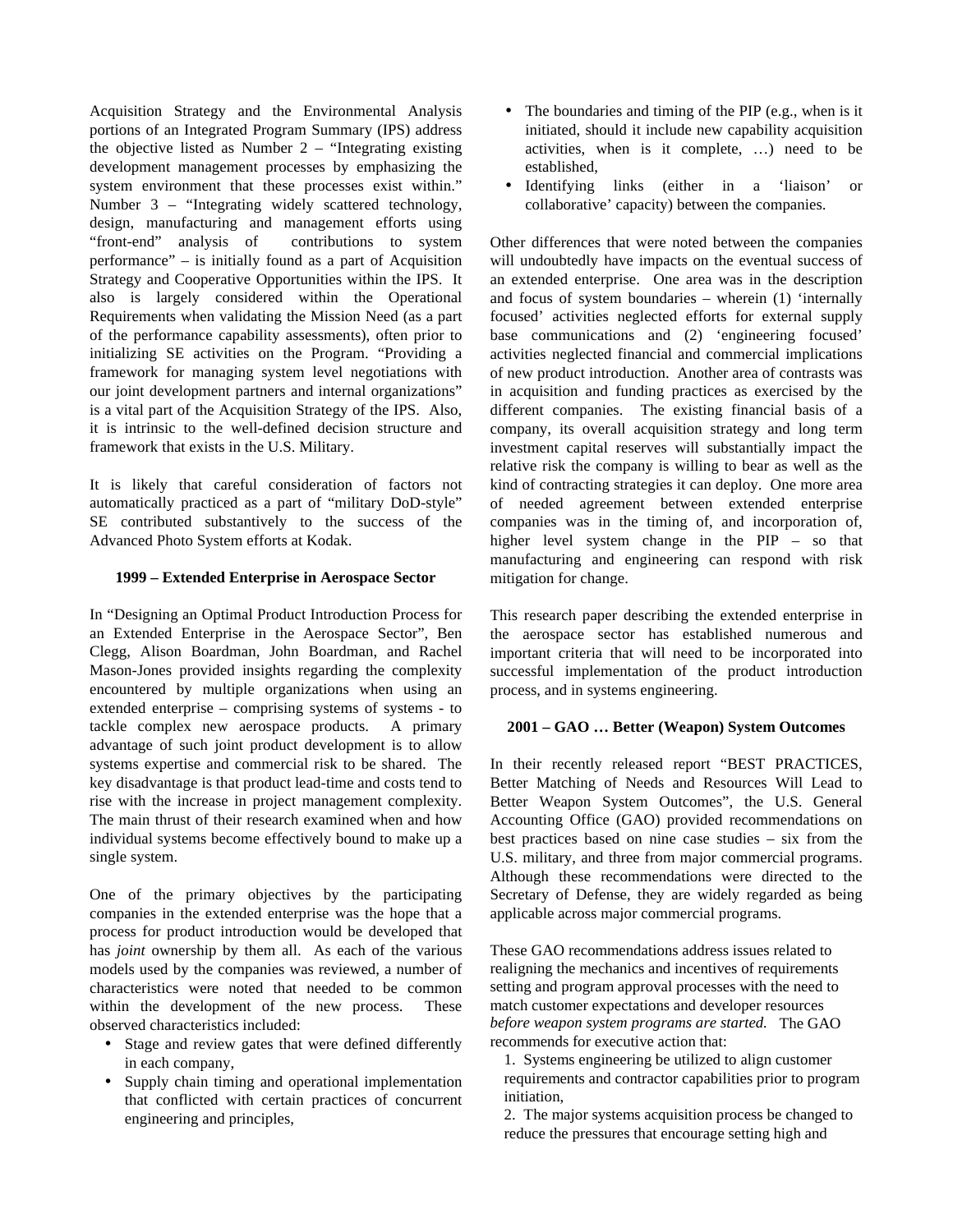Acquisition Strategy and the Environmental Analysis portions of an Integrated Program Summary (IPS) address the objective listed as Number 2 – "Integrating existing development management processes by emphasizing the system environment that these processes exist within." Number 3 – "Integrating widely scattered technology, design, manufacturing and management efforts using "front-end" analysis of contributions to system performance" – is initially found as a part of Acquisition Strategy and Cooperative Opportunities within the IPS. It also is largely considered within the Operational Requirements when validating the Mission Need (as a part of the performance capability assessments), often prior to initializing SE activities on the Program. "Providing a framework for managing system level negotiations with our joint development partners and internal organizations" is a vital part of the Acquisition Strategy of the IPS. Also, it is intrinsic to the well-defined decision structure and framework that exists in the U.S. Military.

It is likely that careful consideration of factors not automatically practiced as a part of "military DoD-style" SE contributed substantively to the success of the Advanced Photo System efforts at Kodak.

**1999 – Extended Enterprise in Aerospace Sector**

In "Designing an Optimal Product Introduction Process for an Extended Enterprise in the Aerospace Sector", Ben Clegg, Alison Boardman, John Boardman, and Rachel Mason-Jones provided insights regarding the complexity encountered by multiple organizations when using an extended enterprise – comprising systems of systems - to tackle complex new aerospace products. A primary advantage of such joint product development is to allow systems expertise and commercial risk to be shared. The key disadvantage is that product lead-time and costs tend to rise with the increase in project management complexity. The main thrust of their research examined when and how individual systems become effectively bound to make up a single system.

One of the primary objectives by the participating companies in the extended enterprise was the hope that a process for product introduction would be developed that has *joint* ownership by them all. As each of the various models used by the companies was reviewed, a number of characteristics were noted that needed to be common within the development of the new process. These observed characteristics included:

- Stage and review gates that were defined differently in each company,
- Supply chain timing and operational implementation that conflicted with certain practices of concurrent engineering and principles,
- The boundaries and timing of the PIP (e.g., when is it initiated, should it include new capability acquisition activities, when is it complete, …) need to be established,
- Identifying links (either in a 'liaison' or collaborative' capacity) between the companies.

Other differences that were noted between the companies will undoubtedly have impacts on the eventual success of an extended enterprise. One area was in the description and focus of system boundaries – wherein (1) 'internally focused' activities neglected efforts for external supply base communications and (2) 'engineering focused' activities neglected financial and commercial implications of new product introduction. Another area of contrasts was in acquisition and funding practices as exercised by the different companies. The existing financial basis of a company, its overall acquisition strategy and long term investment capital reserves will substantially impact the relative risk the company is willing to bear as well as the kind of contracting strategies it can deploy. One more area of needed agreement between extended enterprise companies was in the timing of, and incorporation of, higher level system change in the PIP – so that manufacturing and engineering can respond with risk mitigation for change.

This research paper describing the extended enterprise in the aerospace sector has established numerous and important criteria that will need to be incorporated into successful implementation of the product introduction process, and in systems engineering.

**2001 – GAO … Better (Weapon) System Outcomes**

In their recently released report "BEST PRACTICES, Better Matching of Needs and Resources Will Lead to Better Weapon System Outcomes", the U.S. General Accounting Office (GAO) provided recommendations on best practices based on nine case studies – six from the U.S. military, and three from major commercial programs. Although these recommendations were directed to the Secretary of Defense, they are widely regarded as being applicable across major commercial programs.

These GAO recommendations address issues related to realigning the mechanics and incentives of requirements setting and program approval processes with the need to match customer expectations and developer resources *before weapon system programs are started.* The GAO recommends for executive action that:

1. Systems engineering be utilized to align customer requirements and contractor capabilities prior to program initiation,
2. The major systems acquisition process be changed to reduce the pressures that encourage setting high and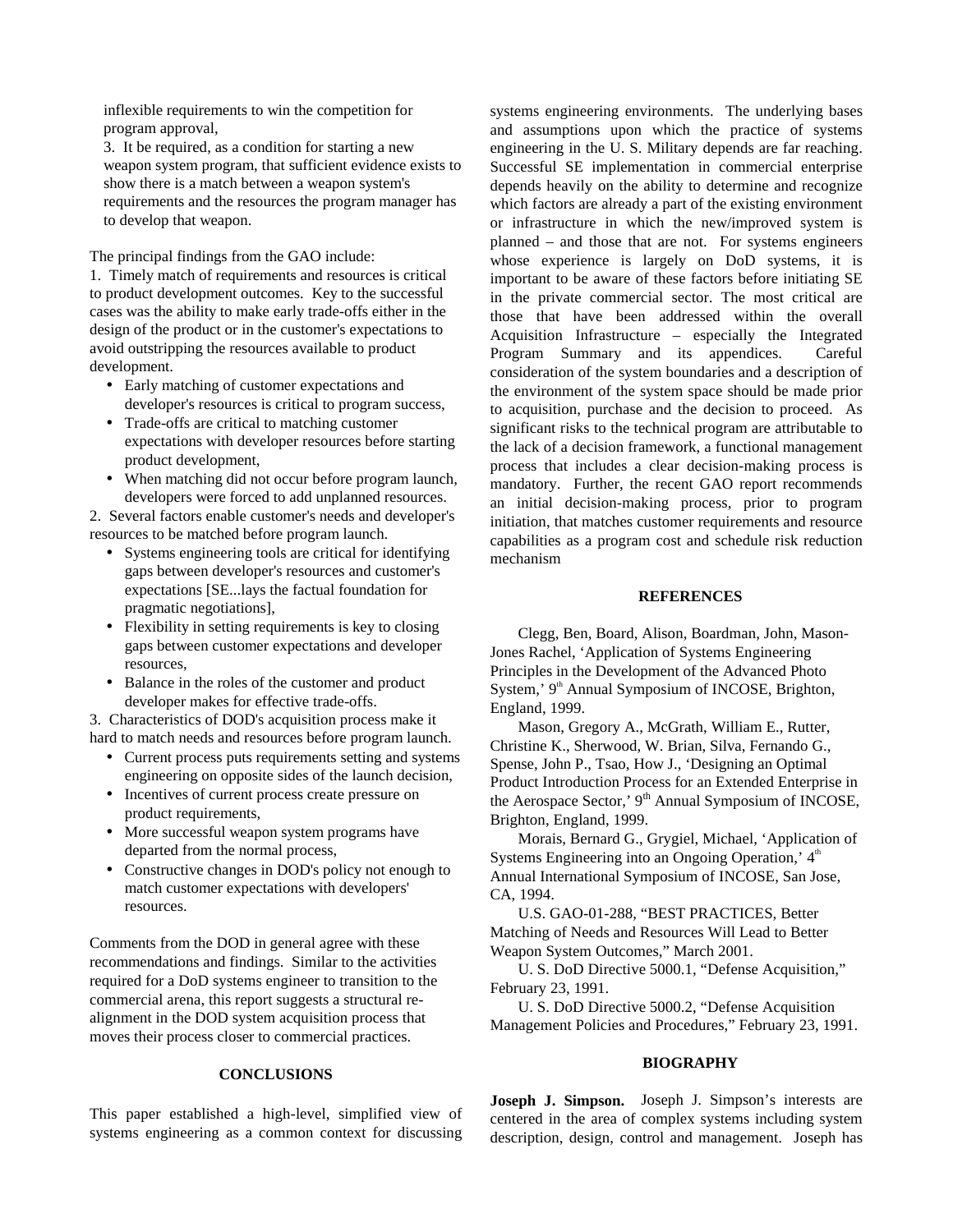inflexible requirements to win the competition for program approval,

3. It be required, as a condition for starting a new weapon system program, that sufficient evidence exists to show there is a match between a weapon system's requirements and the resources the program manager has to develop that weapon.

The principal findings from the GAO include:

1. Timely match of requirements and resources is critical to product development outcomes. Key to the successful cases was the ability to make early trade-offs either in the design of the product or in the customer's expectations to avoid outstripping the resources available to product development.

- Early matching of customer expectations and developer's resources is critical to program success,
- Trade-offs are critical to matching customer expectations with developer resources before starting product development,
- When matching did not occur before program launch, developers were forced to add unplanned resources.

2. Several factors enable customer's needs and developer's resources to be matched before program launch.

- Systems engineering tools are critical for identifying gaps between developer's resources and customer's expectations [SE...lays the factual foundation for pragmatic negotiations],
- Flexibility in setting requirements is key to closing gaps between customer expectations and developer resources,
- Balance in the roles of the customer and product developer makes for effective trade-offs.

3. Characteristics of DOD's acquisition process make it hard to match needs and resources before program launch.

- Current process puts requirements setting and systems engineering on opposite sides of the launch decision,
- Incentives of current process create pressure on product requirements,
- More successful weapon system programs have departed from the normal process,
- Constructive changes in DOD's policy not enough to match customer expectations with developers' resources.

Comments from the DOD in general agree with these recommendations and findings. Similar to the activities required for a DoD systems engineer to transition to the commercial arena, this report suggests a structural re-alignment in the DOD system acquisition process that moves their process closer to commercial practices.

## CONCLUSIONS

This paper established a high-level, simplified view of systems engineering as a common context for discussing systems engineering environments. The underlying bases and assumptions upon which the practice of systems engineering in the U. S. Military depends are far reaching. Successful SE implementation in commercial enterprise depends heavily on the ability to determine and recognize which factors are already a part of the existing environment or infrastructure in which the new/improved system is planned – and those that are not. For systems engineers whose experience is largely on DoD systems, it is important to be aware of these factors before initiating SE in the private commercial sector. The most critical are those that have been addressed within the overall Acquisition Infrastructure – especially the Integrated Program Summary and its appendices. Careful consideration of the system boundaries and a description of the environment of the system space should be made prior to acquisition, purchase and the decision to proceed. As significant risks to the technical program are attributable to the lack of a decision framework, a functional management process that includes a clear decision-making process is mandatory. Further, the recent GAO report recommends an initial decision-making process, prior to program initiation, that matches customer requirements and resource capabilities as a program cost and schedule risk reduction mechanism

## REFERENCES

Clegg, Ben, Board, Alison, Boardman, John, Mason-Jones Rachel, 'Application of Systems Engineering Principles in the Development of the Advanced Photo System,' 9th Annual Symposium of INCOSE, Brighton, England, 1999.

Mason, Gregory A., McGrath, William E., Rutter, Christine K., Sherwood, W. Brian, Silva, Fernando G., Spense, John P., Tsao, How J., 'Designing an Optimal Product Introduction Process for an Extended Enterprise in the Aerospace Sector,' 9th Annual Symposium of INCOSE, Brighton, England, 1999.

Morais, Bernard G., Grygiel, Michael, 'Application of Systems Engineering into an Ongoing Operation,' 4th Annual International Symposium of INCOSE, San Jose, CA, 1994.

U.S. GAO-01-288, "BEST PRACTICES, Better Matching of Needs and Resources Will Lead to Better Weapon System Outcomes," March 2001.

U. S. DoD Directive 5000.1, "Defense Acquisition," February 23, 1991.

U. S. DoD Directive 5000.2, "Defense Acquisition Management Policies and Procedures," February 23, 1991.

## BIOGRAPHY

**Joseph J. Simpson.** Joseph J. Simpson's interests are centered in the area of complex systems including system description, design, control and management. Joseph has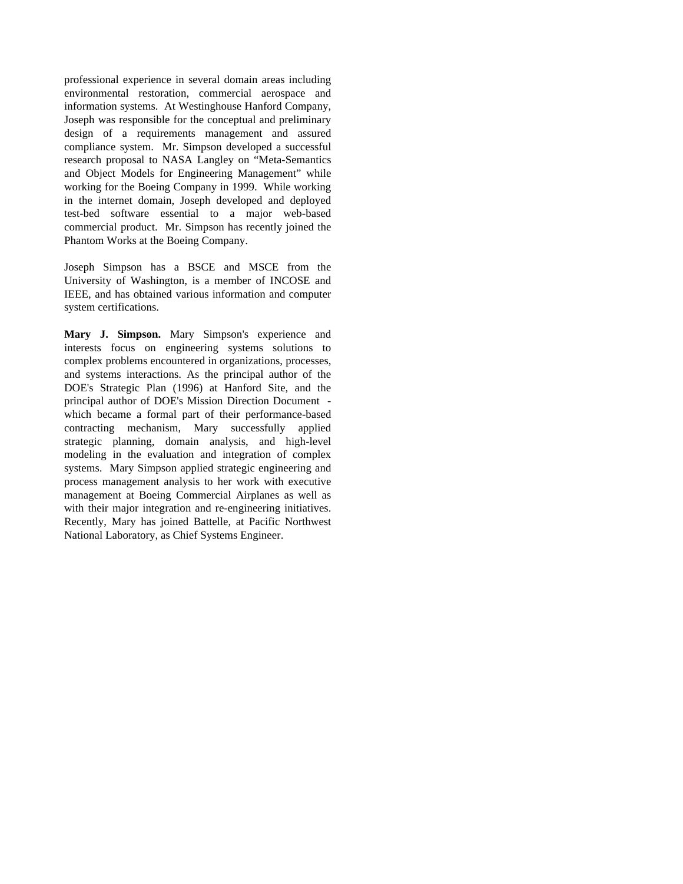professional experience in several domain areas including environmental restoration, commercial aerospace and information systems. At Westinghouse Hanford Company, Joseph was responsible for the conceptual and preliminary design of a requirements management and assured compliance system. Mr. Simpson developed a successful research proposal to NASA Langley on "Meta-Semantics and Object Models for Engineering Management" while working for the Boeing Company in 1999. While working in the internet domain, Joseph developed and deployed test-bed software essential to a major web-based commercial product. Mr. Simpson has recently joined the Phantom Works at the Boeing Company.

Joseph Simpson has a BSCE and MSCE from the University of Washington, is a member of INCOSE and IEEE, and has obtained various information and computer system certifications.

**Mary J. Simpson.** Mary Simpson's experience and interests focus on engineering systems solutions to complex problems encountered in organizations, processes, and systems interactions. As the principal author of the DOE's Strategic Plan (1996) at Hanford Site, and the principal author of DOE's Mission Direction Document - which became a formal part of their performance-based contracting mechanism, Mary successfully applied strategic planning, domain analysis, and high-level modeling in the evaluation and integration of complex systems. Mary Simpson applied strategic engineering and process management analysis to her work with executive management at Boeing Commercial Airplanes as well as with their major integration and re-engineering initiatives. Recently, Mary has joined Battelle, at Pacific Northwest National Laboratory, as Chief Systems Engineer.